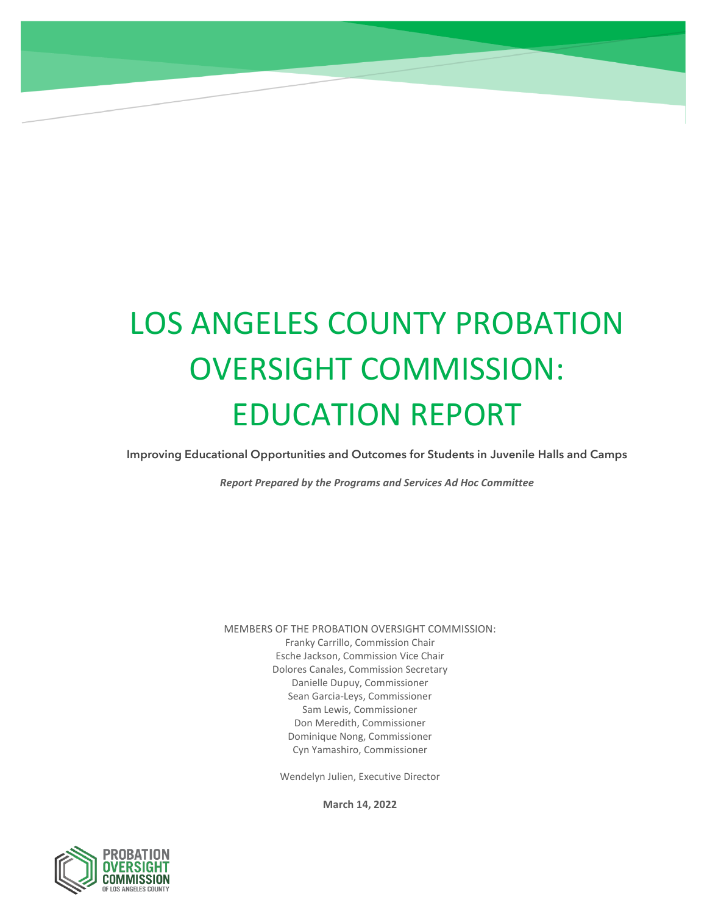# LOS ANGELES COUNTY PROBATION OVERSIGHT COMMISSION: EDUCATION REPORT

**Improving Educational Opportunities and Outcomes for Students in Juvenile Halls and Camps**

***Report Prepared by the Programs and Services Ad Hoc Committee***

MEMBERS OF THE PROBATION OVERSIGHT COMMISSION:
Franky Carrillo, Commission Chair
Esche Jackson, Commission Vice Chair
Dolores Canales, Commission Secretary
Danielle Dupuy, Commissioner
Sean Garcia-Leys, Commissioner
Sam Lewis, Commissioner
Don Meredith, Commissioner
Dominique Nong, Commissioner
Cyn Yamashiro, Commissioner

Wendelyn Julien, Executive Director

**March 14, 2022**

PROBATION OVERSIGHT COMMISSION OF LOS ANGELES COUNTY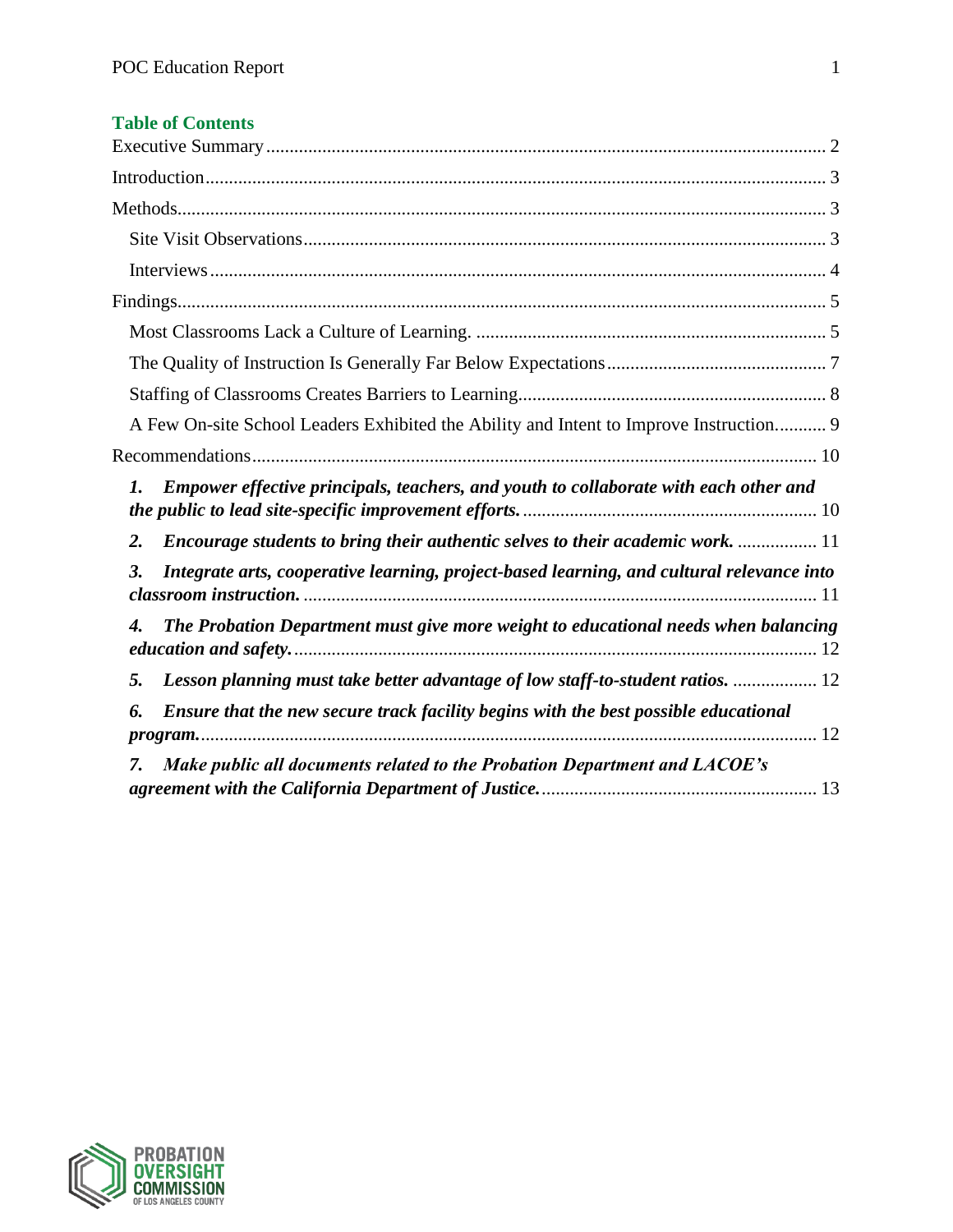## Table of Contents

Executive Summary ... 2

Introduction ... 3

Methods ... 3

- Site Visit Observations ... 3
- Interviews ... 4

Findings ... 5

- Most Classrooms Lack a Culture of Learning. ... 5
- The Quality of Instruction Is Generally Far Below Expectations ... 7
- Staffing of Classrooms Creates Barriers to Learning ... 8
- A Few On-site School Leaders Exhibited the Ability and Intent to Improve Instruction ... 9

Recommendations ... 10

1. ***Empower effective principals, teachers, and youth to collaborate with each other and the public to lead site-specific improvement efforts.*** ... 10
2. ***Encourage students to bring their authentic selves to their academic work.*** ... 11
3. ***Integrate arts, cooperative learning, project-based learning, and cultural relevance into classroom instruction.*** ... 11
4. ***The Probation Department must give more weight to educational needs when balancing education and safety.*** ... 12
5. ***Lesson planning must take better advantage of low staff-to-student ratios.*** ... 12
6. ***Ensure that the new secure track facility begins with the best possible educational program.*** ... 12
7. ***Make public all documents related to the Probation Department and LACOE's agreement with the California Department of Justice.*** ... 13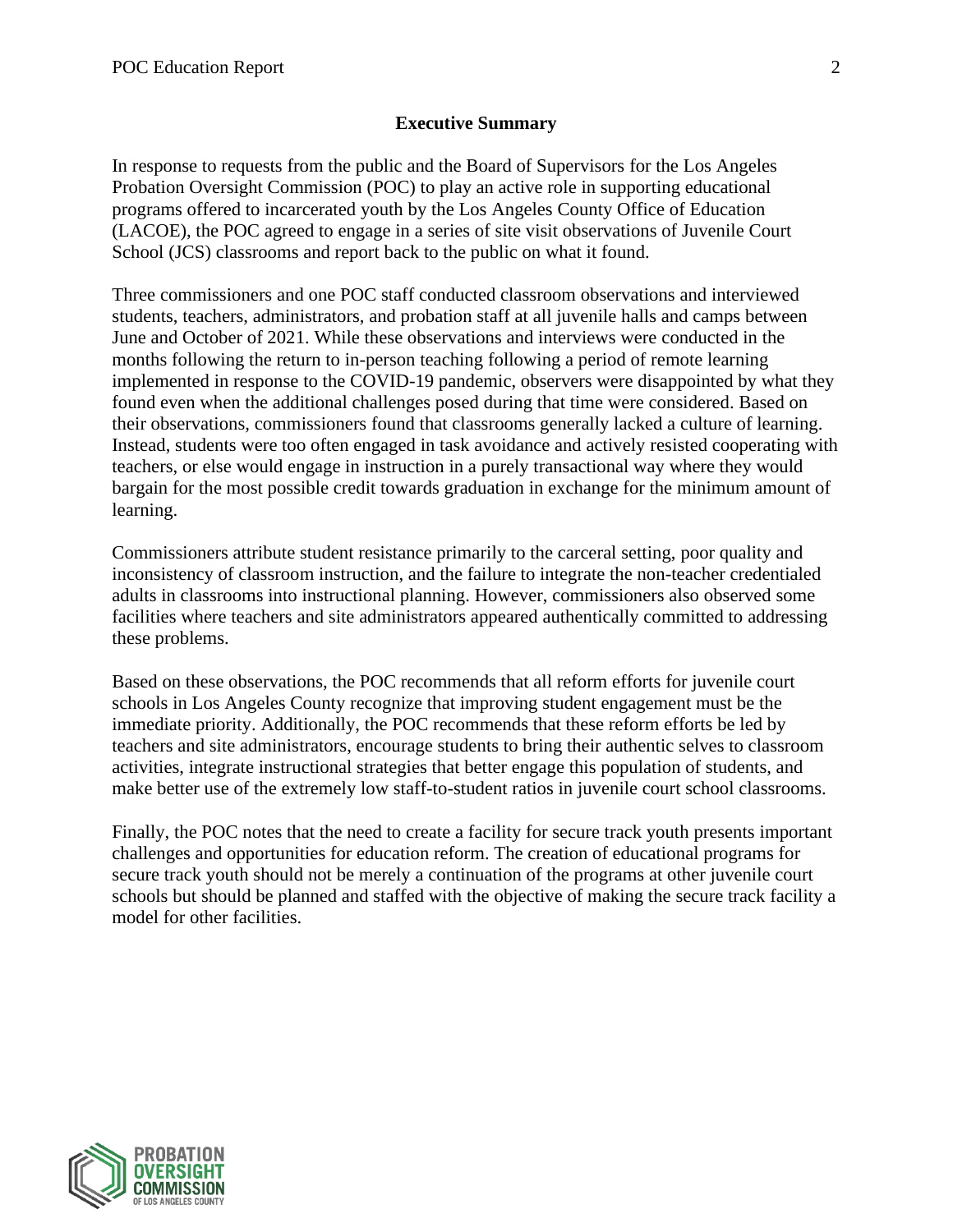## Executive Summary

In response to requests from the public and the Board of Supervisors for the Los Angeles Probation Oversight Commission (POC) to play an active role in supporting educational programs offered to incarcerated youth by the Los Angeles County Office of Education (LACOE), the POC agreed to engage in a series of site visit observations of Juvenile Court School (JCS) classrooms and report back to the public on what it found.

Three commissioners and one POC staff conducted classroom observations and interviewed students, teachers, administrators, and probation staff at all juvenile halls and camps between June and October of 2021. While these observations and interviews were conducted in the months following the return to in-person teaching following a period of remote learning implemented in response to the COVID-19 pandemic, observers were disappointed by what they found even when the additional challenges posed during that time were considered. Based on their observations, commissioners found that classrooms generally lacked a culture of learning. Instead, students were too often engaged in task avoidance and actively resisted cooperating with teachers, or else would engage in instruction in a purely transactional way where they would bargain for the most possible credit towards graduation in exchange for the minimum amount of learning.

Commissioners attribute student resistance primarily to the carceral setting, poor quality and inconsistency of classroom instruction, and the failure to integrate the non-teacher credentialed adults in classrooms into instructional planning. However, commissioners also observed some facilities where teachers and site administrators appeared authentically committed to addressing these problems.

Based on these observations, the POC recommends that all reform efforts for juvenile court schools in Los Angeles County recognize that improving student engagement must be the immediate priority. Additionally, the POC recommends that these reform efforts be led by teachers and site administrators, encourage students to bring their authentic selves to classroom activities, integrate instructional strategies that better engage this population of students, and make better use of the extremely low staff-to-student ratios in juvenile court school classrooms.

Finally, the POC notes that the need to create a facility for secure track youth presents important challenges and opportunities for education reform. The creation of educational programs for secure track youth should not be merely a continuation of the programs at other juvenile court schools but should be planned and staffed with the objective of making the secure track facility a model for other facilities.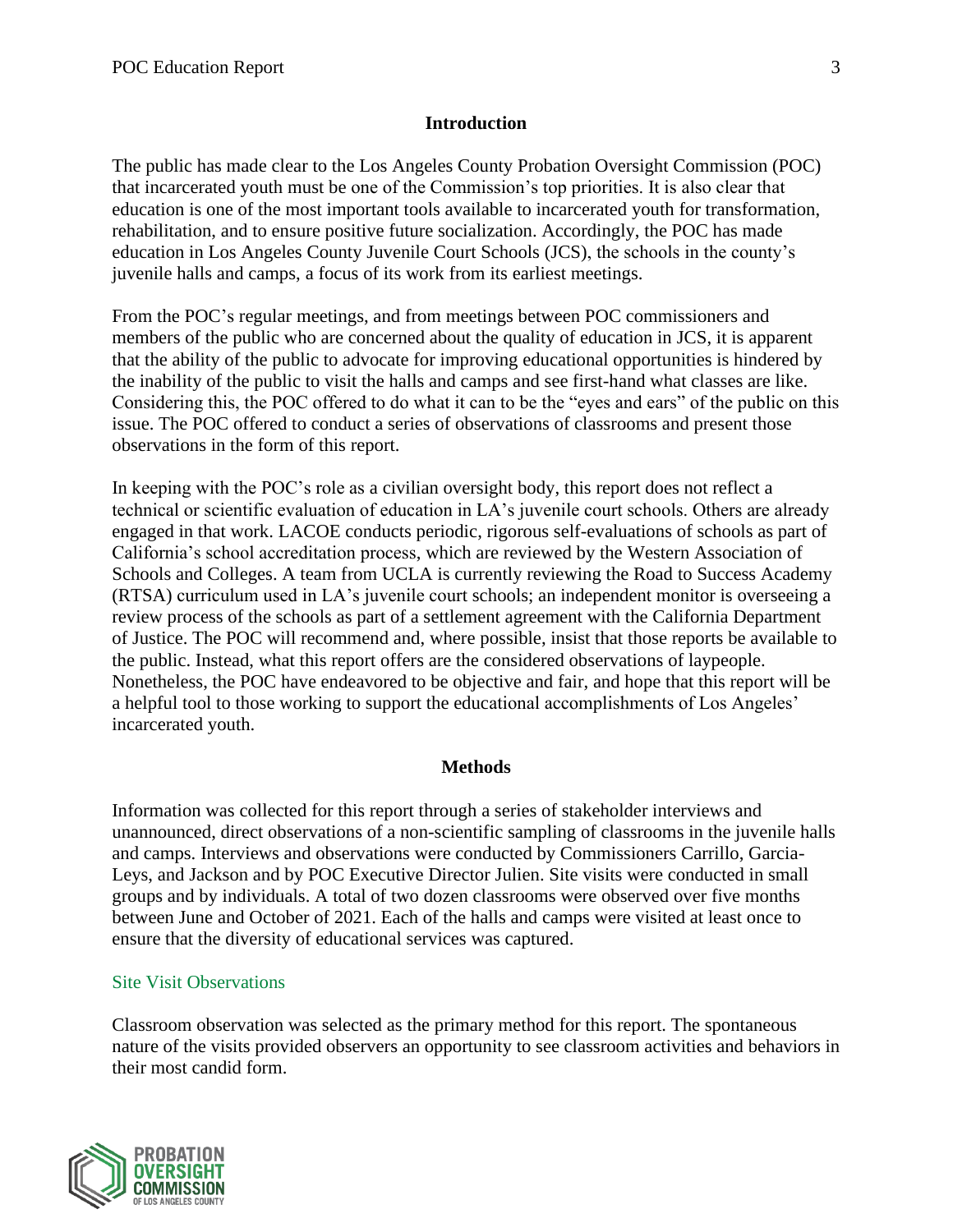## Introduction

The public has made clear to the Los Angeles County Probation Oversight Commission (POC) that incarcerated youth must be one of the Commission's top priorities. It is also clear that education is one of the most important tools available to incarcerated youth for transformation, rehabilitation, and to ensure positive future socialization. Accordingly, the POC has made education in Los Angeles County Juvenile Court Schools (JCS), the schools in the county's juvenile halls and camps, a focus of its work from its earliest meetings.

From the POC's regular meetings, and from meetings between POC commissioners and members of the public who are concerned about the quality of education in JCS, it is apparent that the ability of the public to advocate for improving educational opportunities is hindered by the inability of the public to visit the halls and camps and see first-hand what classes are like. Considering this, the POC offered to do what it can to be the "eyes and ears" of the public on this issue. The POC offered to conduct a series of observations of classrooms and present those observations in the form of this report.

In keeping with the POC's role as a civilian oversight body, this report does not reflect a technical or scientific evaluation of education in LA's juvenile court schools. Others are already engaged in that work. LACOE conducts periodic, rigorous self-evaluations of schools as part of California's school accreditation process, which are reviewed by the Western Association of Schools and Colleges. A team from UCLA is currently reviewing the Road to Success Academy (RTSA) curriculum used in LA's juvenile court schools; an independent monitor is overseeing a review process of the schools as part of a settlement agreement with the California Department of Justice. The POC will recommend and, where possible, insist that those reports be available to the public. Instead, what this report offers are the considered observations of laypeople. Nonetheless, the POC have endeavored to be objective and fair, and hope that this report will be a helpful tool to those working to support the educational accomplishments of Los Angeles' incarcerated youth.

## Methods

Information was collected for this report through a series of stakeholder interviews and unannounced, direct observations of a non-scientific sampling of classrooms in the juvenile halls and camps. Interviews and observations were conducted by Commissioners Carrillo, Garcia-Leys, and Jackson and by POC Executive Director Julien. Site visits were conducted in small groups and by individuals. A total of two dozen classrooms were observed over five months between June and October of 2021. Each of the halls and camps were visited at least once to ensure that the diversity of educational services was captured.

### Site Visit Observations

Classroom observation was selected as the primary method for this report. The spontaneous nature of the visits provided observers an opportunity to see classroom activities and behaviors in their most candid form.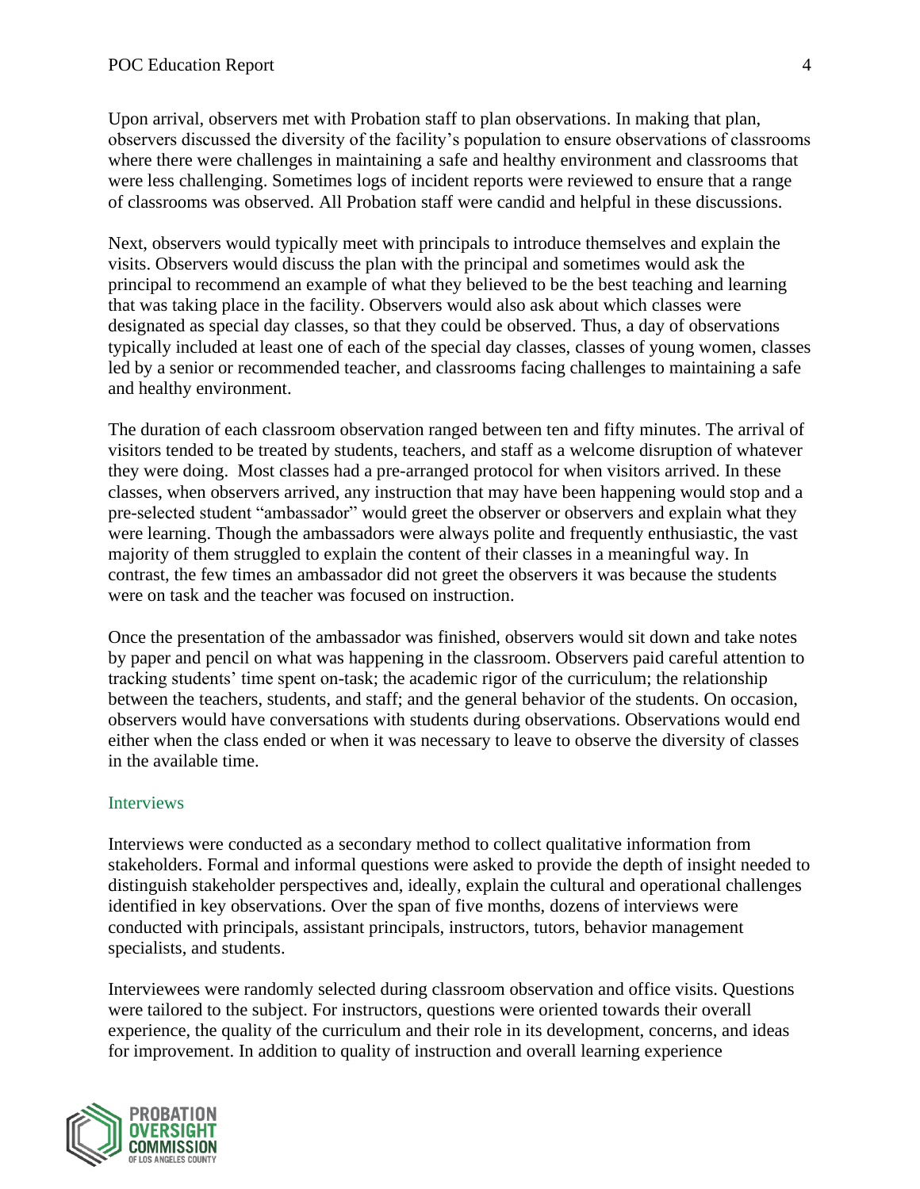Upon arrival, observers met with Probation staff to plan observations. In making that plan, observers discussed the diversity of the facility's population to ensure observations of classrooms where there were challenges in maintaining a safe and healthy environment and classrooms that were less challenging. Sometimes logs of incident reports were reviewed to ensure that a range of classrooms was observed. All Probation staff were candid and helpful in these discussions.

Next, observers would typically meet with principals to introduce themselves and explain the visits. Observers would discuss the plan with the principal and sometimes would ask the principal to recommend an example of what they believed to be the best teaching and learning that was taking place in the facility. Observers would also ask about which classes were designated as special day classes, so that they could be observed. Thus, a day of observations typically included at least one of each of the special day classes, classes of young women, classes led by a senior or recommended teacher, and classrooms facing challenges to maintaining a safe and healthy environment.

The duration of each classroom observation ranged between ten and fifty minutes. The arrival of visitors tended to be treated by students, teachers, and staff as a welcome disruption of whatever they were doing. Most classes had a pre-arranged protocol for when visitors arrived. In these classes, when observers arrived, any instruction that may have been happening would stop and a pre-selected student "ambassador" would greet the observer or observers and explain what they were learning. Though the ambassadors were always polite and frequently enthusiastic, the vast majority of them struggled to explain the content of their classes in a meaningful way. In contrast, the few times an ambassador did not greet the observers it was because the students were on task and the teacher was focused on instruction.

Once the presentation of the ambassador was finished, observers would sit down and take notes by paper and pencil on what was happening in the classroom. Observers paid careful attention to tracking students' time spent on-task; the academic rigor of the curriculum; the relationship between the teachers, students, and staff; and the general behavior of the students. On occasion, observers would have conversations with students during observations. Observations would end either when the class ended or when it was necessary to leave to observe the diversity of classes in the available time.

### Interviews

Interviews were conducted as a secondary method to collect qualitative information from stakeholders. Formal and informal questions were asked to provide the depth of insight needed to distinguish stakeholder perspectives and, ideally, explain the cultural and operational challenges identified in key observations. Over the span of five months, dozens of interviews were conducted with principals, assistant principals, instructors, tutors, behavior management specialists, and students.

Interviewees were randomly selected during classroom observation and office visits. Questions were tailored to the subject. For instructors, questions were oriented towards their overall experience, the quality of the curriculum and their role in its development, concerns, and ideas for improvement. In addition to quality of instruction and overall learning experience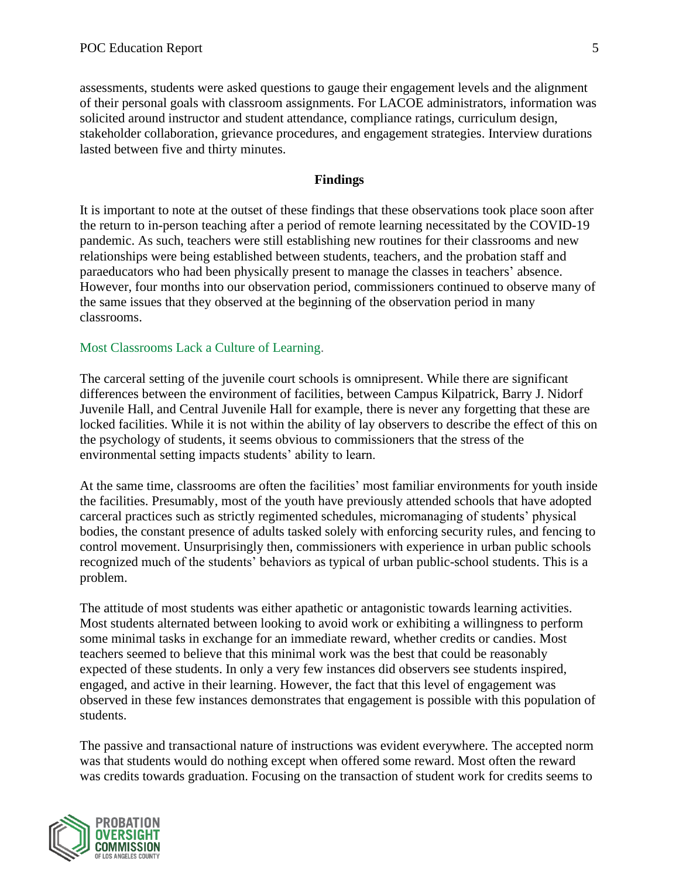assessments, students were asked questions to gauge their engagement levels and the alignment of their personal goals with classroom assignments. For LACOE administrators, information was solicited around instructor and student attendance, compliance ratings, curriculum design, stakeholder collaboration, grievance procedures, and engagement strategies. Interview durations lasted between five and thirty minutes.

## Findings

It is important to note at the outset of these findings that these observations took place soon after the return to in-person teaching after a period of remote learning necessitated by the COVID-19 pandemic. As such, teachers were still establishing new routines for their classrooms and new relationships were being established between students, teachers, and the probation staff and paraeducators who had been physically present to manage the classes in teachers' absence. However, four months into our observation period, commissioners continued to observe many of the same issues that they observed at the beginning of the observation period in many classrooms.

### Most Classrooms Lack a Culture of Learning.

The carceral setting of the juvenile court schools is omnipresent. While there are significant differences between the environment of facilities, between Campus Kilpatrick, Barry J. Nidorf Juvenile Hall, and Central Juvenile Hall for example, there is never any forgetting that these are locked facilities. While it is not within the ability of lay observers to describe the effect of this on the psychology of students, it seems obvious to commissioners that the stress of the environmental setting impacts students' ability to learn.

At the same time, classrooms are often the facilities' most familiar environments for youth inside the facilities. Presumably, most of the youth have previously attended schools that have adopted carceral practices such as strictly regimented schedules, micromanaging of students' physical bodies, the constant presence of adults tasked solely with enforcing security rules, and fencing to control movement. Unsurprisingly then, commissioners with experience in urban public schools recognized much of the students' behaviors as typical of urban public-school students. This is a problem.

The attitude of most students was either apathetic or antagonistic towards learning activities. Most students alternated between looking to avoid work or exhibiting a willingness to perform some minimal tasks in exchange for an immediate reward, whether credits or candies. Most teachers seemed to believe that this minimal work was the best that could be reasonably expected of these students. In only a very few instances did observers see students inspired, engaged, and active in their learning. However, the fact that this level of engagement was observed in these few instances demonstrates that engagement is possible with this population of students.

The passive and transactional nature of instructions was evident everywhere. The accepted norm was that students would do nothing except when offered some reward. Most often the reward was credits towards graduation. Focusing on the transaction of student work for credits seems to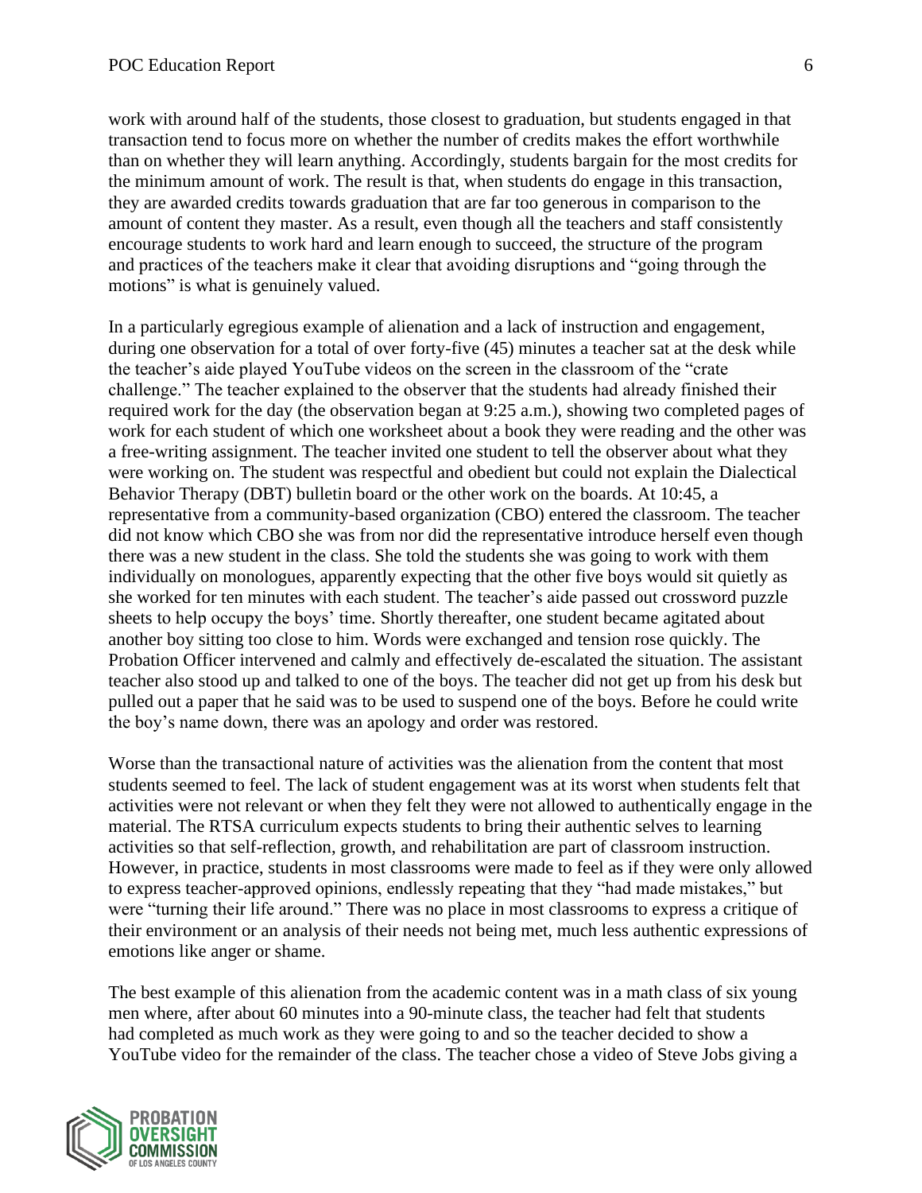work with around half of the students, those closest to graduation, but students engaged in that transaction tend to focus more on whether the number of credits makes the effort worthwhile than on whether they will learn anything. Accordingly, students bargain for the most credits for the minimum amount of work. The result is that, when students do engage in this transaction, they are awarded credits towards graduation that are far too generous in comparison to the amount of content they master. As a result, even though all the teachers and staff consistently encourage students to work hard and learn enough to succeed, the structure of the program and practices of the teachers make it clear that avoiding disruptions and "going through the motions" is what is genuinely valued.

In a particularly egregious example of alienation and a lack of instruction and engagement, during one observation for a total of over forty-five (45) minutes a teacher sat at the desk while the teacher's aide played YouTube videos on the screen in the classroom of the "crate challenge." The teacher explained to the observer that the students had already finished their required work for the day (the observation began at 9:25 a.m.), showing two completed pages of work for each student of which one worksheet about a book they were reading and the other was a free-writing assignment. The teacher invited one student to tell the observer about what they were working on. The student was respectful and obedient but could not explain the Dialectical Behavior Therapy (DBT) bulletin board or the other work on the boards. At 10:45, a representative from a community-based organization (CBO) entered the classroom. The teacher did not know which CBO she was from nor did the representative introduce herself even though there was a new student in the class. She told the students she was going to work with them individually on monologues, apparently expecting that the other five boys would sit quietly as she worked for ten minutes with each student. The teacher's aide passed out crossword puzzle sheets to help occupy the boys' time. Shortly thereafter, one student became agitated about another boy sitting too close to him. Words were exchanged and tension rose quickly. The Probation Officer intervened and calmly and effectively de-escalated the situation. The assistant teacher also stood up and talked to one of the boys. The teacher did not get up from his desk but pulled out a paper that he said was to be used to suspend one of the boys. Before he could write the boy's name down, there was an apology and order was restored.

Worse than the transactional nature of activities was the alienation from the content that most students seemed to feel. The lack of student engagement was at its worst when students felt that activities were not relevant or when they felt they were not allowed to authentically engage in the material. The RTSA curriculum expects students to bring their authentic selves to learning activities so that self-reflection, growth, and rehabilitation are part of classroom instruction. However, in practice, students in most classrooms were made to feel as if they were only allowed to express teacher-approved opinions, endlessly repeating that they "had made mistakes," but were "turning their life around." There was no place in most classrooms to express a critique of their environment or an analysis of their needs not being met, much less authentic expressions of emotions like anger or shame.

The best example of this alienation from the academic content was in a math class of six young men where, after about 60 minutes into a 90-minute class, the teacher had felt that students had completed as much work as they were going to and so the teacher decided to show a YouTube video for the remainder of the class. The teacher chose a video of Steve Jobs giving a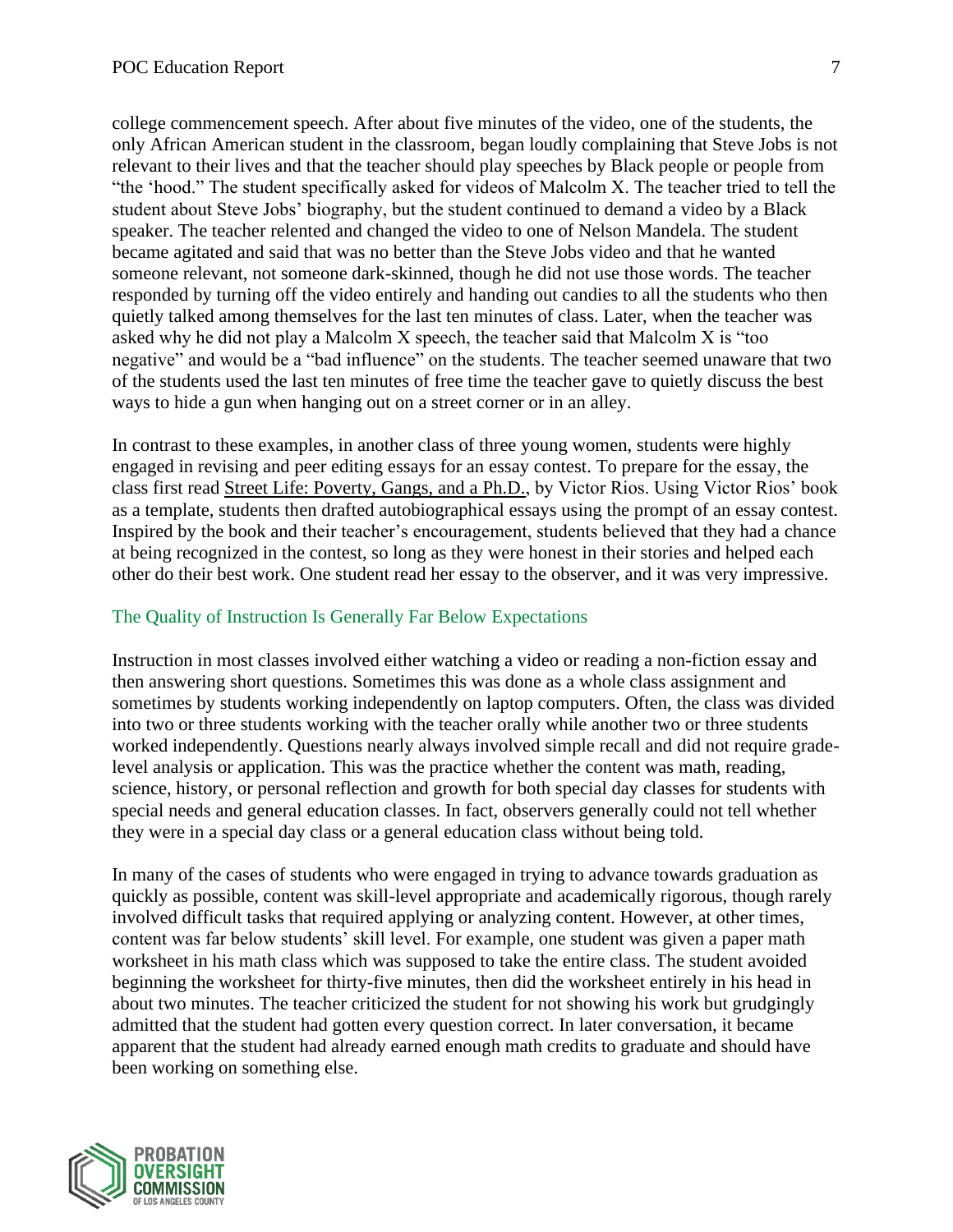college commencement speech. After about five minutes of the video, one of the students, the only African American student in the classroom, began loudly complaining that Steve Jobs is not relevant to their lives and that the teacher should play speeches by Black people or people from "the 'hood." The student specifically asked for videos of Malcolm X. The teacher tried to tell the student about Steve Jobs' biography, but the student continued to demand a video by a Black speaker. The teacher relented and changed the video to one of Nelson Mandela. The student became agitated and said that was no better than the Steve Jobs video and that he wanted someone relevant, not someone dark-skinned, though he did not use those words. The teacher responded by turning off the video entirely and handing out candies to all the students who then quietly talked among themselves for the last ten minutes of class. Later, when the teacher was asked why he did not play a Malcolm X speech, the teacher said that Malcolm X is "too negative" and would be a "bad influence" on the students. The teacher seemed unaware that two of the students used the last ten minutes of free time the teacher gave to quietly discuss the best ways to hide a gun when hanging out on a street corner or in an alley.

In contrast to these examples, in another class of three young women, students were highly engaged in revising and peer editing essays for an essay contest. To prepare for the essay, the class first read Street Life: Poverty, Gangs, and a Ph.D., by Victor Rios. Using Victor Rios' book as a template, students then drafted autobiographical essays using the prompt of an essay contest. Inspired by the book and their teacher's encouragement, students believed that they had a chance at being recognized in the contest, so long as they were honest in their stories and helped each other do their best work. One student read her essay to the observer, and it was very impressive.

### The Quality of Instruction Is Generally Far Below Expectations

Instruction in most classes involved either watching a video or reading a non-fiction essay and then answering short questions. Sometimes this was done as a whole class assignment and sometimes by students working independently on laptop computers. Often, the class was divided into two or three students working with the teacher orally while another two or three students worked independently. Questions nearly always involved simple recall and did not require grade-level analysis or application. This was the practice whether the content was math, reading, science, history, or personal reflection and growth for both special day classes for students with special needs and general education classes. In fact, observers generally could not tell whether they were in a special day class or a general education class without being told.

In many of the cases of students who were engaged in trying to advance towards graduation as quickly as possible, content was skill-level appropriate and academically rigorous, though rarely involved difficult tasks that required applying or analyzing content. However, at other times, content was far below students' skill level. For example, one student was given a paper math worksheet in his math class which was supposed to take the entire class. The student avoided beginning the worksheet for thirty-five minutes, then did the worksheet entirely in his head in about two minutes. The teacher criticized the student for not showing his work but grudgingly admitted that the student had gotten every question correct. In later conversation, it became apparent that the student had already earned enough math credits to graduate and should have been working on something else.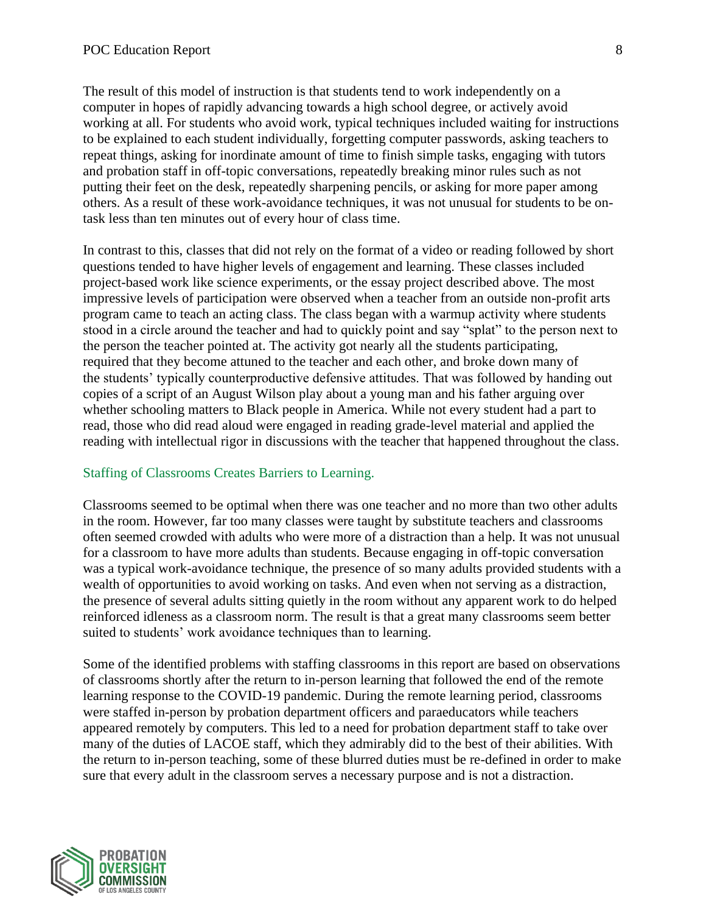The result of this model of instruction is that students tend to work independently on a computer in hopes of rapidly advancing towards a high school degree, or actively avoid working at all. For students who avoid work, typical techniques included waiting for instructions to be explained to each student individually, forgetting computer passwords, asking teachers to repeat things, asking for inordinate amount of time to finish simple tasks, engaging with tutors and probation staff in off-topic conversations, repeatedly breaking minor rules such as not putting their feet on the desk, repeatedly sharpening pencils, or asking for more paper among others. As a result of these work-avoidance techniques, it was not unusual for students to be on-task less than ten minutes out of every hour of class time.

In contrast to this, classes that did not rely on the format of a video or reading followed by short questions tended to have higher levels of engagement and learning. These classes included project-based work like science experiments, or the essay project described above. The most impressive levels of participation were observed when a teacher from an outside non-profit arts program came to teach an acting class. The class began with a warmup activity where students stood in a circle around the teacher and had to quickly point and say "splat" to the person next to the person the teacher pointed at. The activity got nearly all the students participating, required that they become attuned to the teacher and each other, and broke down many of the students' typically counterproductive defensive attitudes. That was followed by handing out copies of a script of an August Wilson play about a young man and his father arguing over whether schooling matters to Black people in America. While not every student had a part to read, those who did read aloud were engaged in reading grade-level material and applied the reading with intellectual rigor in discussions with the teacher that happened throughout the class.

### Staffing of Classrooms Creates Barriers to Learning.

Classrooms seemed to be optimal when there was one teacher and no more than two other adults in the room. However, far too many classes were taught by substitute teachers and classrooms often seemed crowded with adults who were more of a distraction than a help. It was not unusual for a classroom to have more adults than students. Because engaging in off-topic conversation was a typical work-avoidance technique, the presence of so many adults provided students with a wealth of opportunities to avoid working on tasks. And even when not serving as a distraction, the presence of several adults sitting quietly in the room without any apparent work to do helped reinforced idleness as a classroom norm. The result is that a great many classrooms seem better suited to students' work avoidance techniques than to learning.

Some of the identified problems with staffing classrooms in this report are based on observations of classrooms shortly after the return to in-person learning that followed the end of the remote learning response to the COVID-19 pandemic. During the remote learning period, classrooms were staffed in-person by probation department officers and paraeducators while teachers appeared remotely by computers. This led to a need for probation department staff to take over many of the duties of LACOE staff, which they admirably did to the best of their abilities. With the return to in-person teaching, some of these blurred duties must be re-defined in order to make sure that every adult in the classroom serves a necessary purpose and is not a distraction.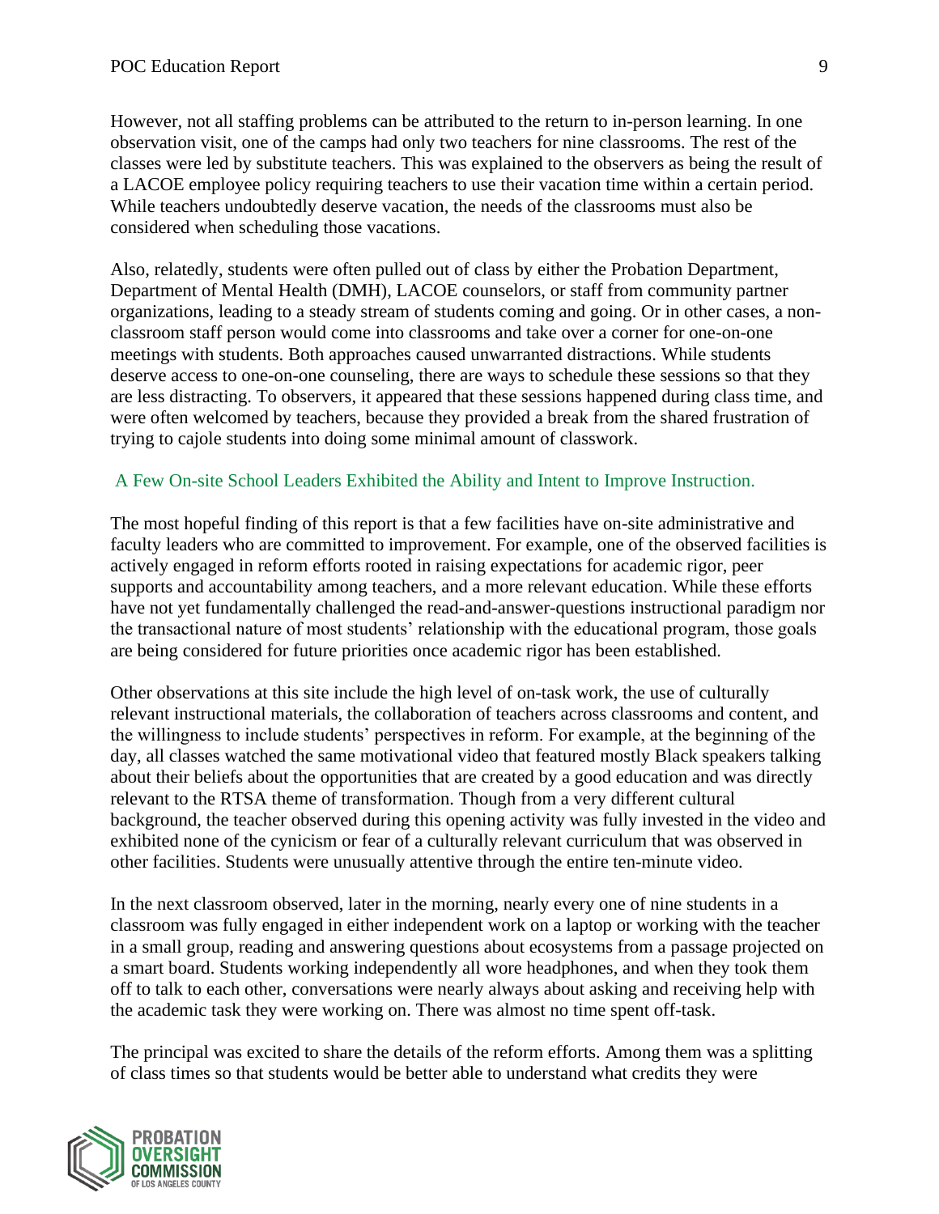However, not all staffing problems can be attributed to the return to in-person learning. In one observation visit, one of the camps had only two teachers for nine classrooms. The rest of the classes were led by substitute teachers. This was explained to the observers as being the result of a LACOE employee policy requiring teachers to use their vacation time within a certain period. While teachers undoubtedly deserve vacation, the needs of the classrooms must also be considered when scheduling those vacations.

Also, relatedly, students were often pulled out of class by either the Probation Department, Department of Mental Health (DMH), LACOE counselors, or staff from community partner organizations, leading to a steady stream of students coming and going. Or in other cases, a non-classroom staff person would come into classrooms and take over a corner for one-on-one meetings with students. Both approaches caused unwarranted distractions. While students deserve access to one-on-one counseling, there are ways to schedule these sessions so that they are less distracting. To observers, it appeared that these sessions happened during class time, and were often welcomed by teachers, because they provided a break from the shared frustration of trying to cajole students into doing some minimal amount of classwork.

### A Few On-site School Leaders Exhibited the Ability and Intent to Improve Instruction.

The most hopeful finding of this report is that a few facilities have on-site administrative and faculty leaders who are committed to improvement. For example, one of the observed facilities is actively engaged in reform efforts rooted in raising expectations for academic rigor, peer supports and accountability among teachers, and a more relevant education. While these efforts have not yet fundamentally challenged the read-and-answer-questions instructional paradigm nor the transactional nature of most students' relationship with the educational program, those goals are being considered for future priorities once academic rigor has been established.

Other observations at this site include the high level of on-task work, the use of culturally relevant instructional materials, the collaboration of teachers across classrooms and content, and the willingness to include students' perspectives in reform. For example, at the beginning of the day, all classes watched the same motivational video that featured mostly Black speakers talking about their beliefs about the opportunities that are created by a good education and was directly relevant to the RTSA theme of transformation. Though from a very different cultural background, the teacher observed during this opening activity was fully invested in the video and exhibited none of the cynicism or fear of a culturally relevant curriculum that was observed in other facilities. Students were unusually attentive through the entire ten-minute video.

In the next classroom observed, later in the morning, nearly every one of nine students in a classroom was fully engaged in either independent work on a laptop or working with the teacher in a small group, reading and answering questions about ecosystems from a passage projected on a smart board. Students working independently all wore headphones, and when they took them off to talk to each other, conversations were nearly always about asking and receiving help with the academic task they were working on. There was almost no time spent off-task.

The principal was excited to share the details of the reform efforts. Among them was a splitting of class times so that students would be better able to understand what credits they were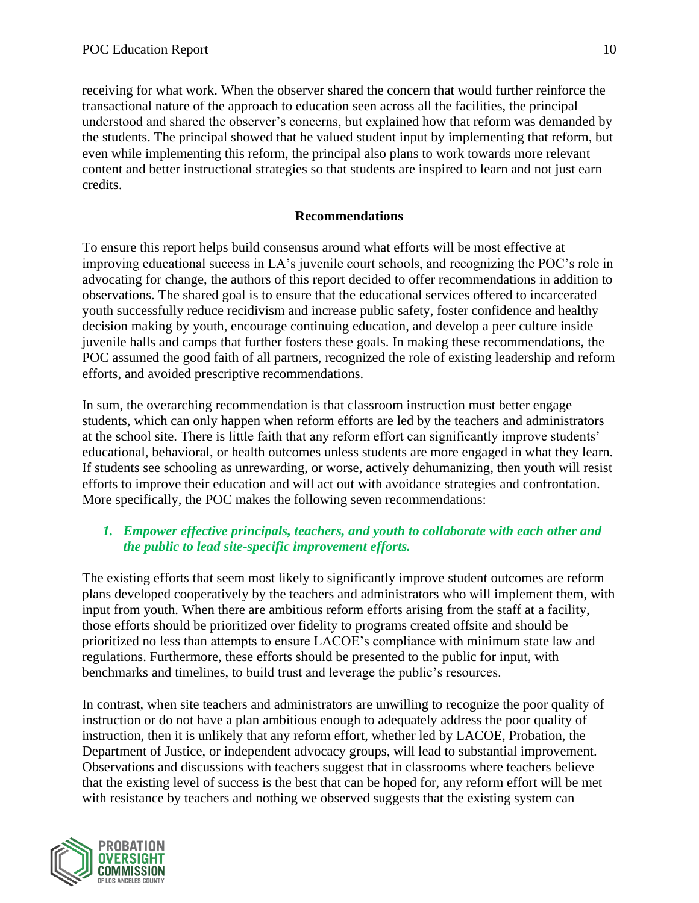receiving for what work. When the observer shared the concern that would further reinforce the transactional nature of the approach to education seen across all the facilities, the principal understood and shared the observer's concerns, but explained how that reform was demanded by the students. The principal showed that he valued student input by implementing that reform, but even while implementing this reform, the principal also plans to work towards more relevant content and better instructional strategies so that students are inspired to learn and not just earn credits.

## Recommendations

To ensure this report helps build consensus around what efforts will be most effective at improving educational success in LA's juvenile court schools, and recognizing the POC's role in advocating for change, the authors of this report decided to offer recommendations in addition to observations. The shared goal is to ensure that the educational services offered to incarcerated youth successfully reduce recidivism and increase public safety, foster confidence and healthy decision making by youth, encourage continuing education, and develop a peer culture inside juvenile halls and camps that further fosters these goals. In making these recommendations, the POC assumed the good faith of all partners, recognized the role of existing leadership and reform efforts, and avoided prescriptive recommendations.

In sum, the overarching recommendation is that classroom instruction must better engage students, which can only happen when reform efforts are led by the teachers and administrators at the school site. There is little faith that any reform effort can significantly improve students' educational, behavioral, or health outcomes unless students are more engaged in what they learn. If students see schooling as unrewarding, or worse, actively dehumanizing, then youth will resist efforts to improve their education and will act out with avoidance strategies and confrontation. More specifically, the POC makes the following seven recommendations:

### 1. *Empower effective principals, teachers, and youth to collaborate with each other and the public to lead site-specific improvement efforts.*

The existing efforts that seem most likely to significantly improve student outcomes are reform plans developed cooperatively by the teachers and administrators who will implement them, with input from youth. When there are ambitious reform efforts arising from the staff at a facility, those efforts should be prioritized over fidelity to programs created offsite and should be prioritized no less than attempts to ensure LACOE's compliance with minimum state law and regulations. Furthermore, these efforts should be presented to the public for input, with benchmarks and timelines, to build trust and leverage the public's resources.

In contrast, when site teachers and administrators are unwilling to recognize the poor quality of instruction or do not have a plan ambitious enough to adequately address the poor quality of instruction, then it is unlikely that any reform effort, whether led by LACOE, Probation, the Department of Justice, or independent advocacy groups, will lead to substantial improvement. Observations and discussions with teachers suggest that in classrooms where teachers believe that the existing level of success is the best that can be hoped for, any reform effort will be met with resistance by teachers and nothing we observed suggests that the existing system can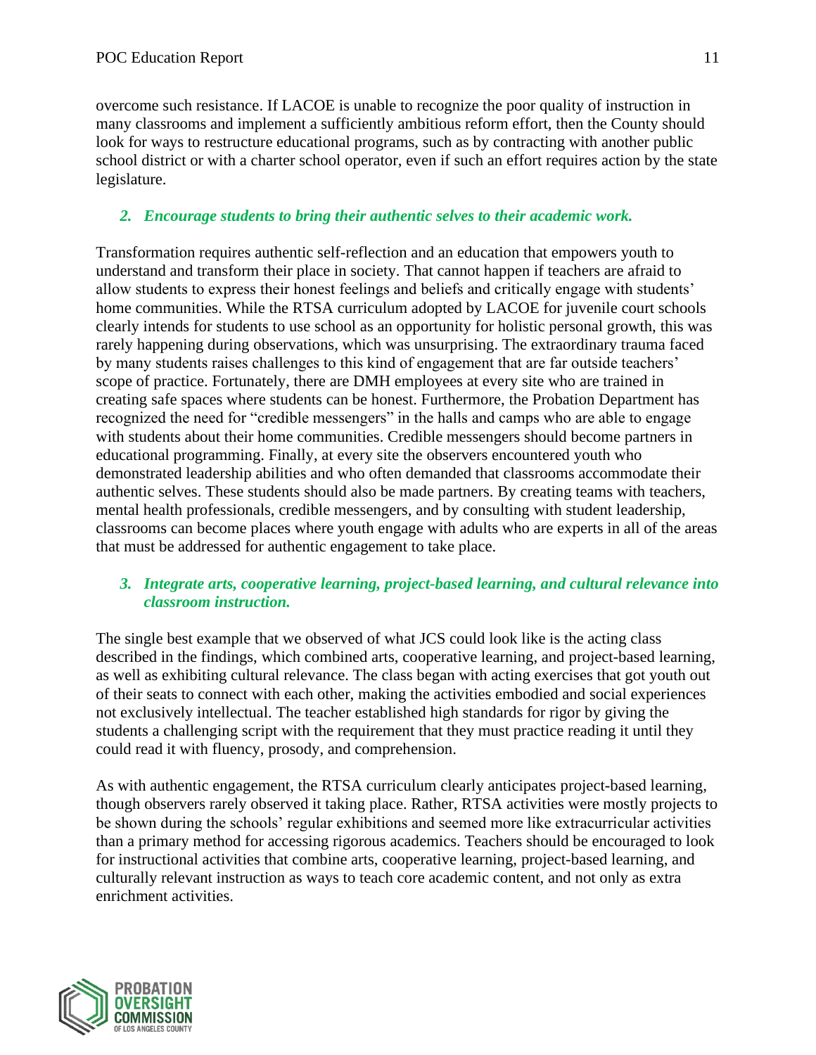overcome such resistance. If LACOE is unable to recognize the poor quality of instruction in many classrooms and implement a sufficiently ambitious reform effort, then the County should look for ways to restructure educational programs, such as by contracting with another public school district or with a charter school operator, even if such an effort requires action by the state legislature.

### *2. Encourage students to bring their authentic selves to their academic work.*

Transformation requires authentic self-reflection and an education that empowers youth to understand and transform their place in society. That cannot happen if teachers are afraid to allow students to express their honest feelings and beliefs and critically engage with students' home communities. While the RTSA curriculum adopted by LACOE for juvenile court schools clearly intends for students to use school as an opportunity for holistic personal growth, this was rarely happening during observations, which was unsurprising. The extraordinary trauma faced by many students raises challenges to this kind of engagement that are far outside teachers' scope of practice. Fortunately, there are DMH employees at every site who are trained in creating safe spaces where students can be honest. Furthermore, the Probation Department has recognized the need for "credible messengers" in the halls and camps who are able to engage with students about their home communities. Credible messengers should become partners in educational programming. Finally, at every site the observers encountered youth who demonstrated leadership abilities and who often demanded that classrooms accommodate their authentic selves. These students should also be made partners. By creating teams with teachers, mental health professionals, credible messengers, and by consulting with student leadership, classrooms can become places where youth engage with adults who are experts in all of the areas that must be addressed for authentic engagement to take place.

### *3. Integrate arts, cooperative learning, project-based learning, and cultural relevance into classroom instruction.*

The single best example that we observed of what JCS could look like is the acting class described in the findings, which combined arts, cooperative learning, and project-based learning, as well as exhibiting cultural relevance. The class began with acting exercises that got youth out of their seats to connect with each other, making the activities embodied and social experiences not exclusively intellectual. The teacher established high standards for rigor by giving the students a challenging script with the requirement that they must practice reading it until they could read it with fluency, prosody, and comprehension.

As with authentic engagement, the RTSA curriculum clearly anticipates project-based learning, though observers rarely observed it taking place. Rather, RTSA activities were mostly projects to be shown during the schools' regular exhibitions and seemed more like extracurricular activities than a primary method for accessing rigorous academics. Teachers should be encouraged to look for instructional activities that combine arts, cooperative learning, project-based learning, and culturally relevant instruction as ways to teach core academic content, and not only as extra enrichment activities.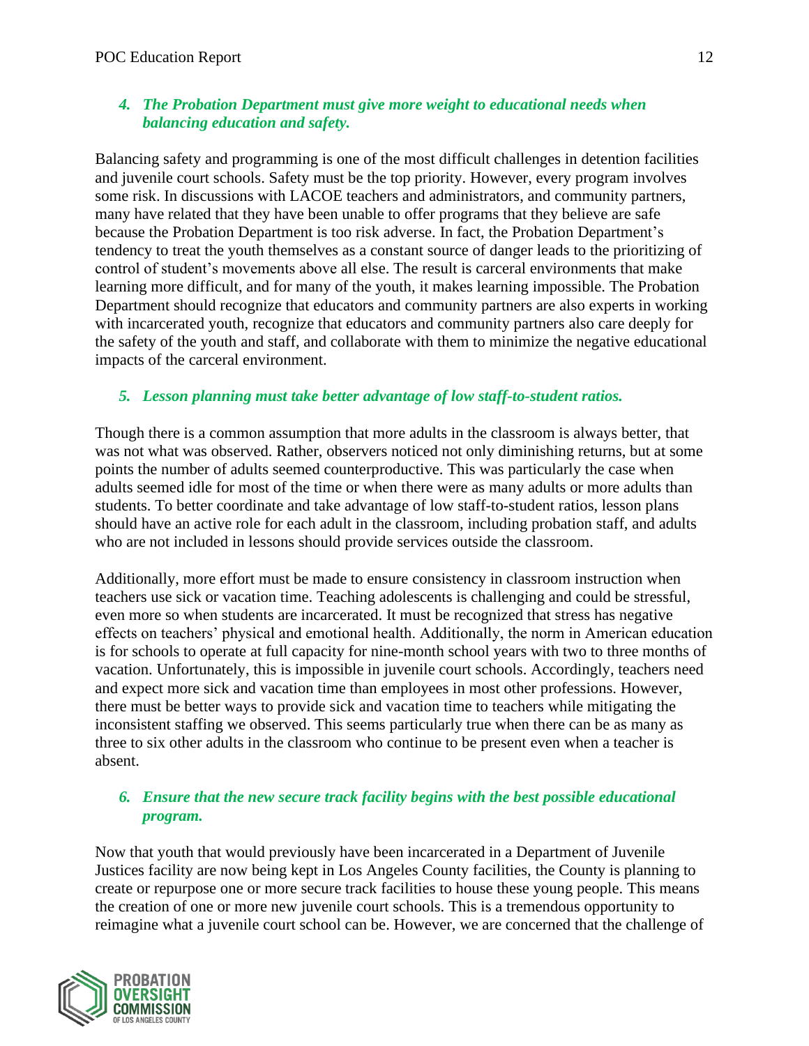### *4. The Probation Department must give more weight to educational needs when balancing education and safety.*

Balancing safety and programming is one of the most difficult challenges in detention facilities and juvenile court schools. Safety must be the top priority. However, every program involves some risk. In discussions with LACOE teachers and administrators, and community partners, many have related that they have been unable to offer programs that they believe are safe because the Probation Department is too risk adverse. In fact, the Probation Department's tendency to treat the youth themselves as a constant source of danger leads to the prioritizing of control of student's movements above all else. The result is carceral environments that make learning more difficult, and for many of the youth, it makes learning impossible. The Probation Department should recognize that educators and community partners are also experts in working with incarcerated youth, recognize that educators and community partners also care deeply for the safety of the youth and staff, and collaborate with them to minimize the negative educational impacts of the carceral environment.

### *5. Lesson planning must take better advantage of low staff-to-student ratios.*

Though there is a common assumption that more adults in the classroom is always better, that was not what was observed. Rather, observers noticed not only diminishing returns, but at some points the number of adults seemed counterproductive. This was particularly the case when adults seemed idle for most of the time or when there were as many adults or more adults than students. To better coordinate and take advantage of low staff-to-student ratios, lesson plans should have an active role for each adult in the classroom, including probation staff, and adults who are not included in lessons should provide services outside the classroom.

Additionally, more effort must be made to ensure consistency in classroom instruction when teachers use sick or vacation time. Teaching adolescents is challenging and could be stressful, even more so when students are incarcerated. It must be recognized that stress has negative effects on teachers' physical and emotional health. Additionally, the norm in American education is for schools to operate at full capacity for nine-month school years with two to three months of vacation. Unfortunately, this is impossible in juvenile court schools. Accordingly, teachers need and expect more sick and vacation time than employees in most other professions. However, there must be better ways to provide sick and vacation time to teachers while mitigating the inconsistent staffing we observed. This seems particularly true when there can be as many as three to six other adults in the classroom who continue to be present even when a teacher is absent.

### *6. Ensure that the new secure track facility begins with the best possible educational program.*

Now that youth that would previously have been incarcerated in a Department of Juvenile Justices facility are now being kept in Los Angeles County facilities, the County is planning to create or repurpose one or more secure track facilities to house these young people. This means the creation of one or more new juvenile court schools. This is a tremendous opportunity to reimagine what a juvenile court school can be. However, we are concerned that the challenge of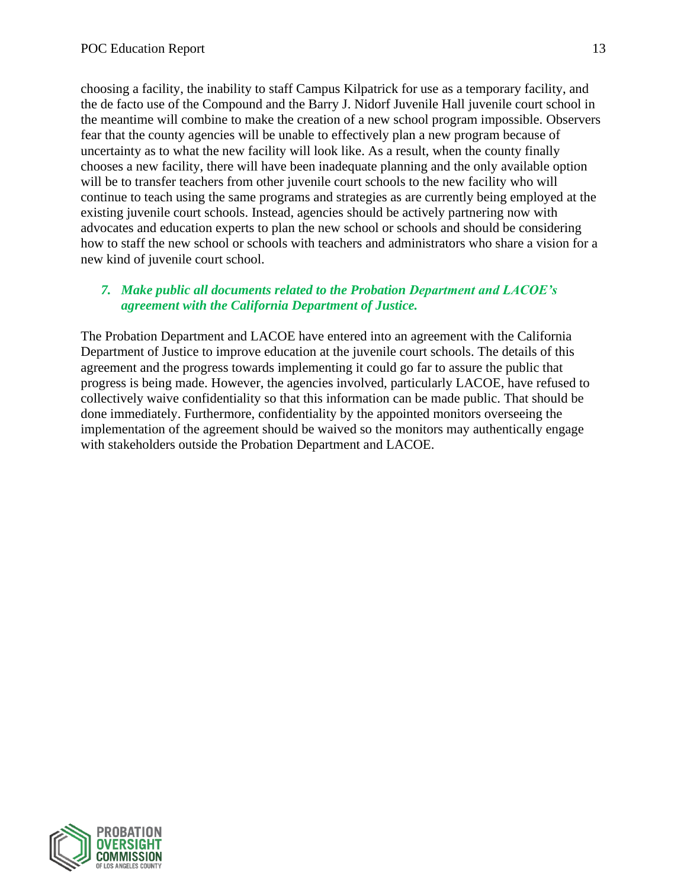choosing a facility, the inability to staff Campus Kilpatrick for use as a temporary facility, and the de facto use of the Compound and the Barry J. Nidorf Juvenile Hall juvenile court school in the meantime will combine to make the creation of a new school program impossible. Observers fear that the county agencies will be unable to effectively plan a new program because of uncertainty as to what the new facility will look like. As a result, when the county finally chooses a new facility, there will have been inadequate planning and the only available option will be to transfer teachers from other juvenile court schools to the new facility who will continue to teach using the same programs and strategies as are currently being employed at the existing juvenile court schools. Instead, agencies should be actively partnering now with advocates and education experts to plan the new school or schools and should be considering how to staff the new school or schools with teachers and administrators who share a vision for a new kind of juvenile court school.

### *7. Make public all documents related to the Probation Department and LACOE's agreement with the California Department of Justice.*

The Probation Department and LACOE have entered into an agreement with the California Department of Justice to improve education at the juvenile court schools. The details of this agreement and the progress towards implementing it could go far to assure the public that progress is being made. However, the agencies involved, particularly LACOE, have refused to collectively waive confidentiality so that this information can be made public. That should be done immediately. Furthermore, confidentiality by the appointed monitors overseeing the implementation of the agreement should be waived so the monitors may authentically engage with stakeholders outside the Probation Department and LACOE.